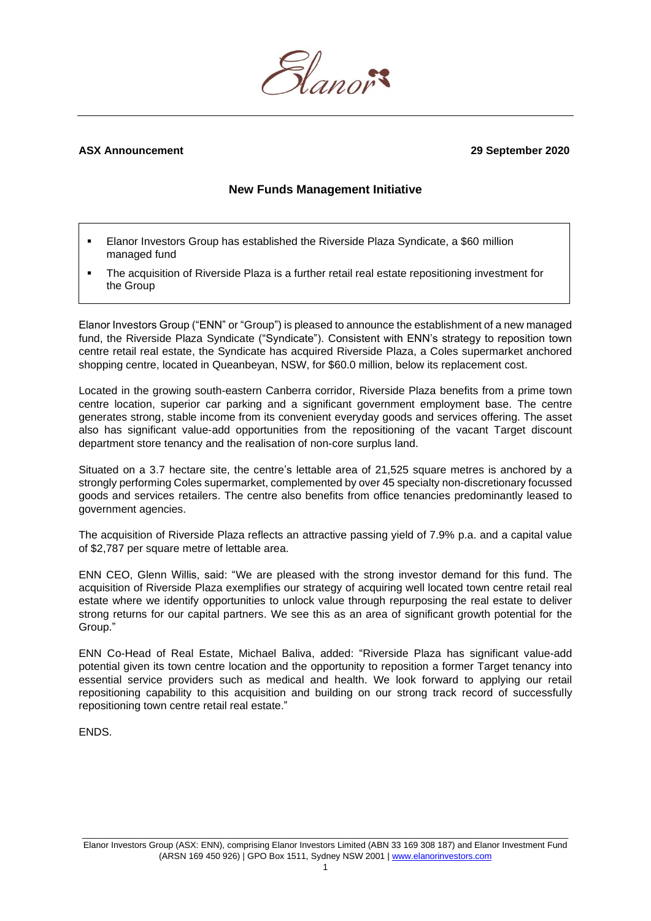Elanor

**ASX Announcement** **29 September 2020**

## New Funds Management Initiative

- Elanor Investors Group has established the Riverside Plaza Syndicate, a $60 million managed fund
- The acquisition of Riverside Plaza is a further retail real estate repositioning investment for the Group

Elanor Investors Group ("ENN" or "Group") is pleased to announce the establishment of a new managed fund, the Riverside Plaza Syndicate ("Syndicate"). Consistent with ENN's strategy to reposition town centre retail real estate, the Syndicate has acquired Riverside Plaza, a Coles supermarket anchored shopping centre, located in Queanbeyan, NSW, for $60.0 million, below its replacement cost.

Located in the growing south-eastern Canberra corridor, Riverside Plaza benefits from a prime town centre location, superior car parking and a significant government employment base. The centre generates strong, stable income from its convenient everyday goods and services offering. The asset also has significant value-add opportunities from the repositioning of the vacant Target discount department store tenancy and the realisation of non-core surplus land.

Situated on a 3.7 hectare site, the centre's lettable area of 21,525 square metres is anchored by a strongly performing Coles supermarket, complemented by over 45 specialty non-discretionary focussed goods and services retailers. The centre also benefits from office tenancies predominantly leased to government agencies.

The acquisition of Riverside Plaza reflects an attractive passing yield of 7.9% p.a. and a capital value of $2,787 per square metre of lettable area.

ENN CEO, Glenn Willis, said: "We are pleased with the strong investor demand for this fund. The acquisition of Riverside Plaza exemplifies our strategy of acquiring well located town centre retail real estate where we identify opportunities to unlock value through repurposing the real estate to deliver strong returns for our capital partners. We see this as an area of significant growth potential for the Group."

ENN Co-Head of Real Estate, Michael Baliva, added: "Riverside Plaza has significant value-add potential given its town centre location and the opportunity to reposition a former Target tenancy into essential service providers such as medical and health. We look forward to applying our retail repositioning capability to this acquisition and building on our strong track record of successfully repositioning town centre retail real estate."

ENDS.

Elanor Investors Group (ASX: ENN), comprising Elanor Investors Limited (ABN 33 169 308 187) and Elanor Investment Fund (ARSN 169 450 926) | GPO Box 1511, Sydney NSW 2001 | www.elanorinvestors.com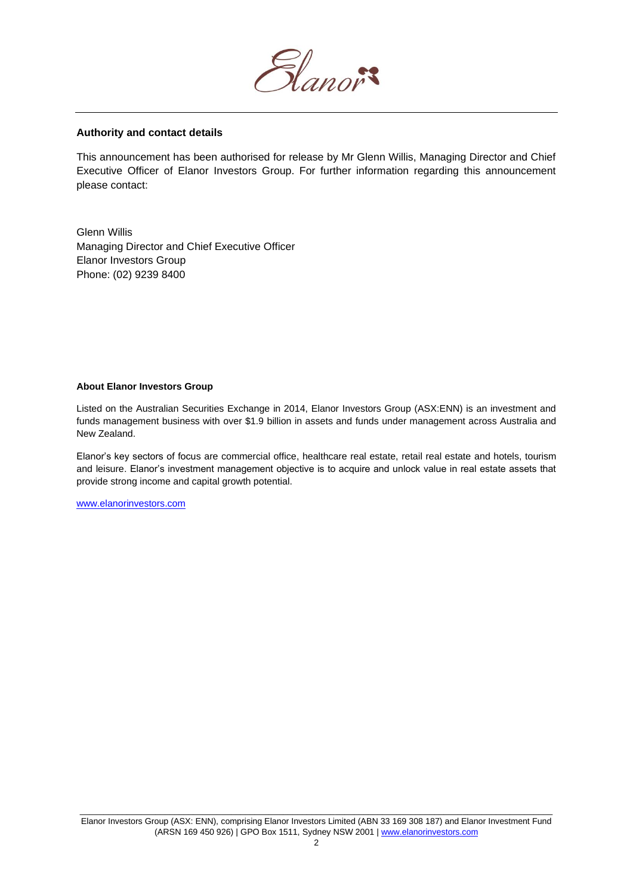**Authority and contact details**

This announcement has been authorised for release by Mr Glenn Willis, Managing Director and Chief Executive Officer of Elanor Investors Group. For further information regarding this announcement please contact:

Glenn Willis
Managing Director and Chief Executive Officer
Elanor Investors Group
Phone: (02) 9239 8400

**About Elanor Investors Group**

Listed on the Australian Securities Exchange in 2014, Elanor Investors Group (ASX:ENN) is an investment and funds management business with over $1.9 billion in assets and funds under management across Australia and New Zealand.

Elanor's key sectors of focus are commercial office, healthcare real estate, retail real estate and hotels, tourism and leisure. Elanor's investment management objective is to acquire and unlock value in real estate assets that provide strong income and capital growth potential.

www.elanorinvestors.com